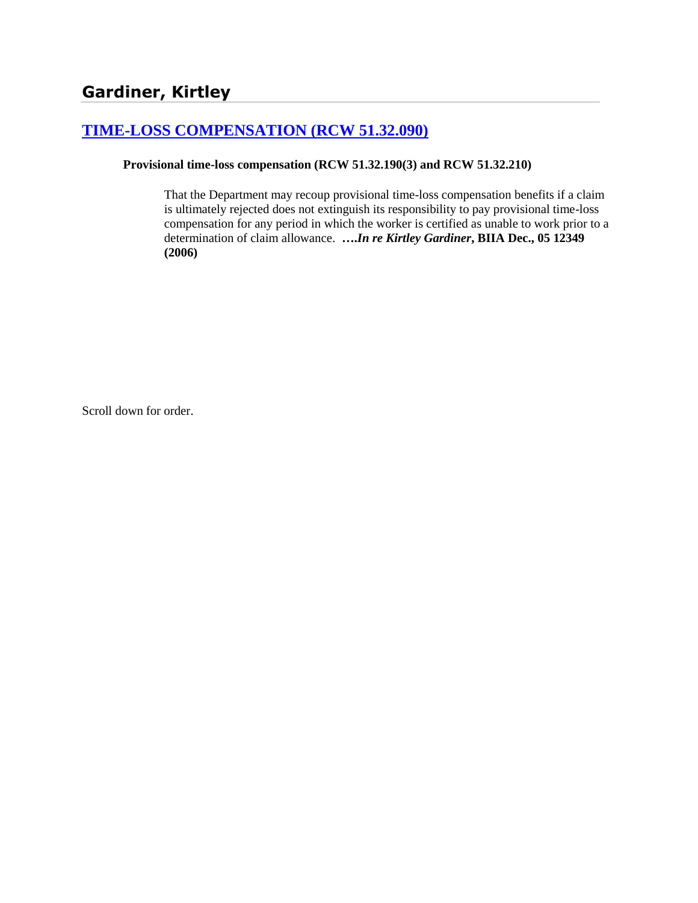## Gardiner, Kirtley

## TIME-LOSS COMPENSATION (RCW 51.32.090)

**Provisional time-loss compensation (RCW 51.32.190(3) and RCW 51.32.210)**

That the Department may recoup provisional time-loss compensation benefits if a claim is ultimately rejected does not extinguish its responsibility to pay provisional time-loss compensation for any period in which the worker is certified as unable to work prior to a determination of claim allowance. ***….In re Kirtley Gardiner*, BIIA Dec., 05 12349 (2006)**

Scroll down for order.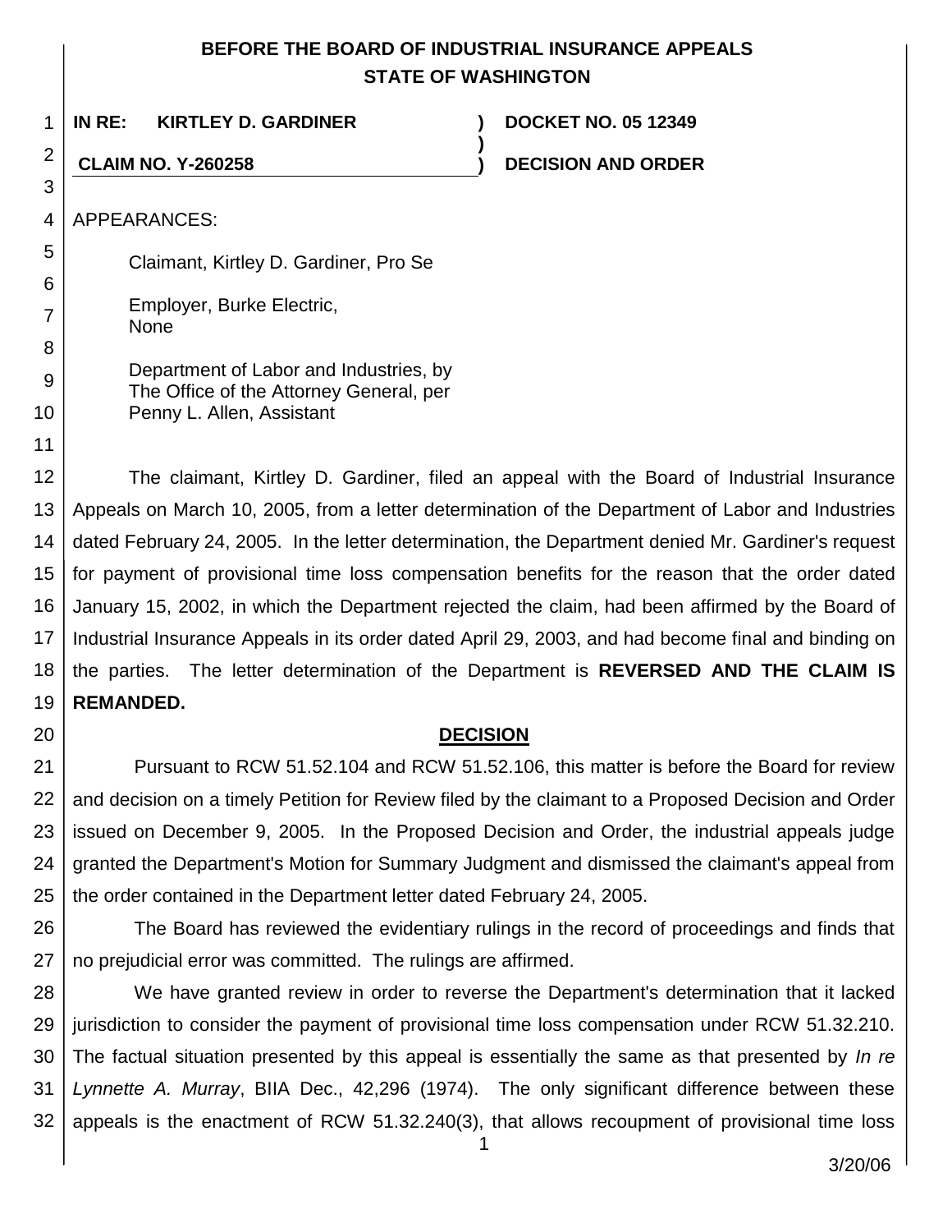## BEFORE THE BOARD OF INDUSTRIAL INSURANCE APPEALS
## STATE OF WASHINGTON

**IN RE: KIRTLEY D. GARDINER** ) **DOCKET NO. 05 12349**
)
**CLAIM NO. Y-260258** ) **DECISION AND ORDER**

APPEARANCES:

Claimant, Kirtley D. Gardiner, Pro Se

Employer, Burke Electric,
None

Department of Labor and Industries, by
The Office of the Attorney General, per
Penny L. Allen, Assistant

The claimant, Kirtley D. Gardiner, filed an appeal with the Board of Industrial Insurance Appeals on March 10, 2005, from a letter determination of the Department of Labor and Industries dated February 24, 2005. In the letter determination, the Department denied Mr. Gardiner's request for payment of provisional time loss compensation benefits for the reason that the order dated January 15, 2002, in which the Department rejected the claim, had been affirmed by the Board of Industrial Insurance Appeals in its order dated April 29, 2003, and had become final and binding on the parties. The letter determination of the Department is **REVERSED AND THE CLAIM IS REMANDED.**

### DECISION

Pursuant to RCW 51.52.104 and RCW 51.52.106, this matter is before the Board for review and decision on a timely Petition for Review filed by the claimant to a Proposed Decision and Order issued on December 9, 2005. In the Proposed Decision and Order, the industrial appeals judge granted the Department's Motion for Summary Judgment and dismissed the claimant's appeal from the order contained in the Department letter dated February 24, 2005.

The Board has reviewed the evidentiary rulings in the record of proceedings and finds that no prejudicial error was committed. The rulings are affirmed.

We have granted review in order to reverse the Department's determination that it lacked jurisdiction to consider the payment of provisional time loss compensation under RCW 51.32.210. The factual situation presented by this appeal is essentially the same as that presented by *In re Lynnette A. Murray*, BIIA Dec., 42,296 (1974). The only significant difference between these appeals is the enactment of RCW 51.32.240(3), that allows recoupment of provisional time loss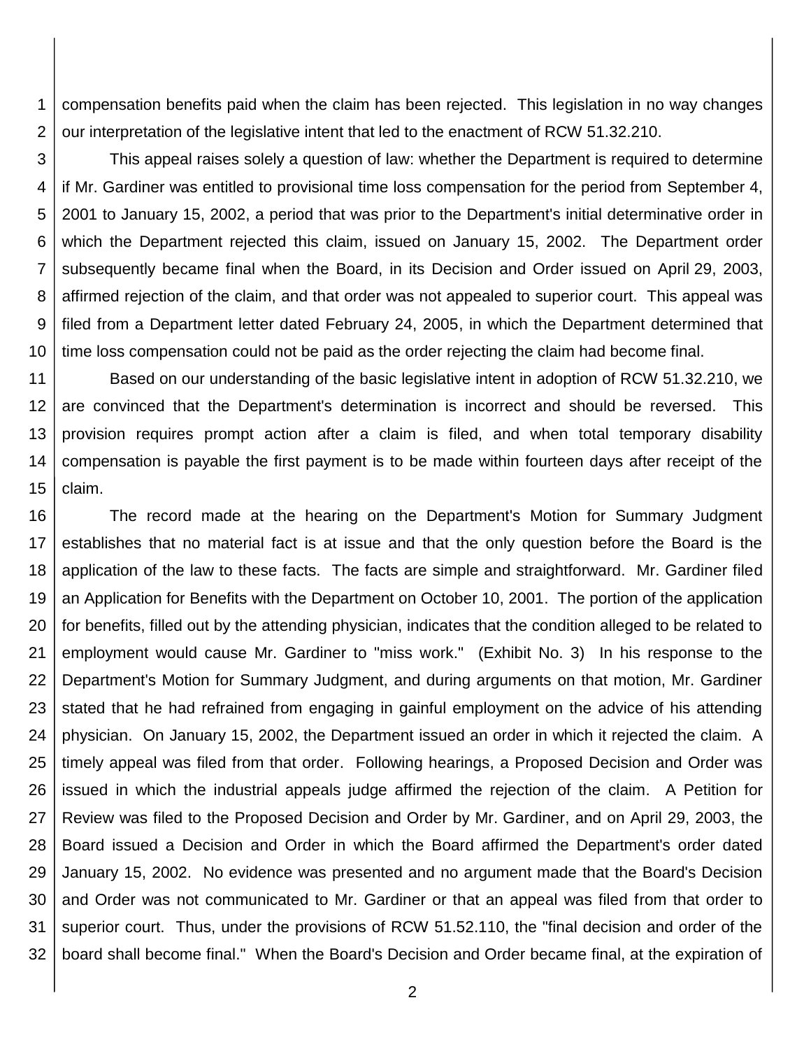compensation benefits paid when the claim has been rejected. This legislation in no way changes our interpretation of the legislative intent that led to the enactment of RCW 51.32.210.

This appeal raises solely a question of law: whether the Department is required to determine if Mr. Gardiner was entitled to provisional time loss compensation for the period from September 4, 2001 to January 15, 2002, a period that was prior to the Department's initial determinative order in which the Department rejected this claim, issued on January 15, 2002. The Department order subsequently became final when the Board, in its Decision and Order issued on April 29, 2003, affirmed rejection of the claim, and that order was not appealed to superior court. This appeal was filed from a Department letter dated February 24, 2005, in which the Department determined that time loss compensation could not be paid as the order rejecting the claim had become final.

Based on our understanding of the basic legislative intent in adoption of RCW 51.32.210, we are convinced that the Department's determination is incorrect and should be reversed. This provision requires prompt action after a claim is filed, and when total temporary disability compensation is payable the first payment is to be made within fourteen days after receipt of the claim.

The record made at the hearing on the Department's Motion for Summary Judgment establishes that no material fact is at issue and that the only question before the Board is the application of the law to these facts. The facts are simple and straightforward. Mr. Gardiner filed an Application for Benefits with the Department on October 10, 2001. The portion of the application for benefits, filled out by the attending physician, indicates that the condition alleged to be related to employment would cause Mr. Gardiner to "miss work." (Exhibit No. 3) In his response to the Department's Motion for Summary Judgment, and during arguments on that motion, Mr. Gardiner stated that he had refrained from engaging in gainful employment on the advice of his attending physician. On January 15, 2002, the Department issued an order in which it rejected the claim. A timely appeal was filed from that order. Following hearings, a Proposed Decision and Order was issued in which the industrial appeals judge affirmed the rejection of the claim. A Petition for Review was filed to the Proposed Decision and Order by Mr. Gardiner, and on April 29, 2003, the Board issued a Decision and Order in which the Board affirmed the Department's order dated January 15, 2002. No evidence was presented and no argument made that the Board's Decision and Order was not communicated to Mr. Gardiner or that an appeal was filed from that order to superior court. Thus, under the provisions of RCW 51.52.110, the "final decision and order of the board shall become final." When the Board's Decision and Order became final, at the expiration of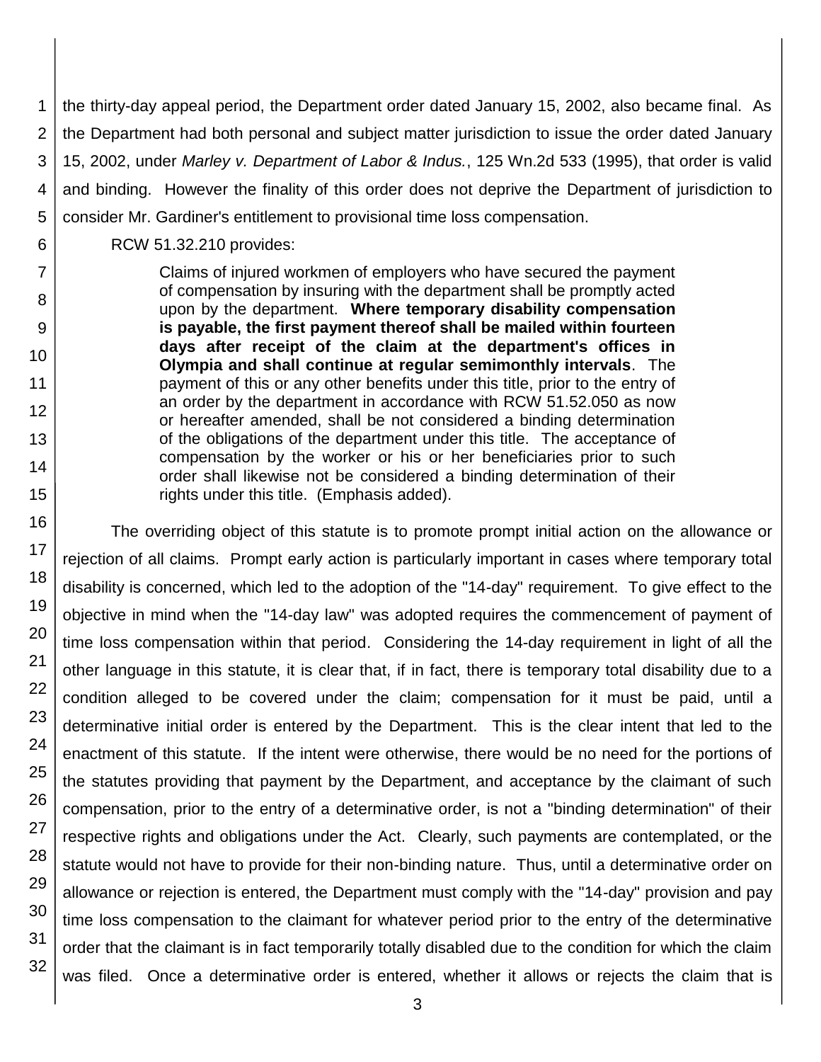the thirty-day appeal period, the Department order dated January 15, 2002, also became final. As the Department had both personal and subject matter jurisdiction to issue the order dated January 15, 2002, under *Marley v. Department of Labor & Indus.*, 125 Wn.2d 533 (1995), that order is valid and binding. However the finality of this order does not deprive the Department of jurisdiction to consider Mr. Gardiner's entitlement to provisional time loss compensation.

RCW 51.32.210 provides:

> Claims of injured workmen of employers who have secured the payment of compensation by insuring with the department shall be promptly acted upon by the department. **Where temporary disability compensation is payable, the first payment thereof shall be mailed within fourteen days after receipt of the claim at the department's offices in Olympia and shall continue at regular semimonthly intervals**. The payment of this or any other benefits under this title, prior to the entry of an order by the department in accordance with RCW 51.52.050 as now or hereafter amended, shall be not considered a binding determination of the obligations of the department under this title. The acceptance of compensation by the worker or his or her beneficiaries prior to such order shall likewise not be considered a binding determination of their rights under this title. (Emphasis added).

The overriding object of this statute is to promote prompt initial action on the allowance or rejection of all claims. Prompt early action is particularly important in cases where temporary total disability is concerned, which led to the adoption of the "14-day" requirement. To give effect to the objective in mind when the "14-day law" was adopted requires the commencement of payment of time loss compensation within that period. Considering the 14-day requirement in light of all the other language in this statute, it is clear that, if in fact, there is temporary total disability due to a condition alleged to be covered under the claim; compensation for it must be paid, until a determinative initial order is entered by the Department. This is the clear intent that led to the enactment of this statute. If the intent were otherwise, there would be no need for the portions of the statutes providing that payment by the Department, and acceptance by the claimant of such compensation, prior to the entry of a determinative order, is not a "binding determination" of their respective rights and obligations under the Act. Clearly, such payments are contemplated, or the statute would not have to provide for their non-binding nature. Thus, until a determinative order on allowance or rejection is entered, the Department must comply with the "14-day" provision and pay time loss compensation to the claimant for whatever period prior to the entry of the determinative order that the claimant is in fact temporarily totally disabled due to the condition for which the claim was filed. Once a determinative order is entered, whether it allows or rejects the claim that is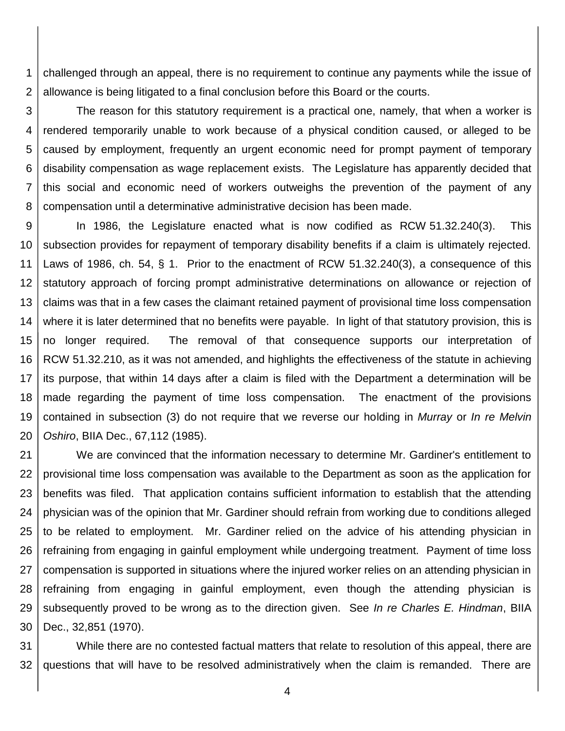challenged through an appeal, there is no requirement to continue any payments while the issue of allowance is being litigated to a final conclusion before this Board or the courts.

The reason for this statutory requirement is a practical one, namely, that when a worker is rendered temporarily unable to work because of a physical condition caused, or alleged to be caused by employment, frequently an urgent economic need for prompt payment of temporary disability compensation as wage replacement exists. The Legislature has apparently decided that this social and economic need of workers outweighs the prevention of the payment of any compensation until a determinative administrative decision has been made.

In 1986, the Legislature enacted what is now codified as RCW 51.32.240(3). This subsection provides for repayment of temporary disability benefits if a claim is ultimately rejected. Laws of 1986, ch. 54, § 1. Prior to the enactment of RCW 51.32.240(3), a consequence of this statutory approach of forcing prompt administrative determinations on allowance or rejection of claims was that in a few cases the claimant retained payment of provisional time loss compensation where it is later determined that no benefits were payable. In light of that statutory provision, this is no longer required. The removal of that consequence supports our interpretation of RCW 51.32.210, as it was not amended, and highlights the effectiveness of the statute in achieving its purpose, that within 14 days after a claim is filed with the Department a determination will be made regarding the payment of time loss compensation. The enactment of the provisions contained in subsection (3) do not require that we reverse our holding in *Murray* or *In re Melvin Oshiro*, BIIA Dec., 67,112 (1985).

We are convinced that the information necessary to determine Mr. Gardiner's entitlement to provisional time loss compensation was available to the Department as soon as the application for benefits was filed. That application contains sufficient information to establish that the attending physician was of the opinion that Mr. Gardiner should refrain from working due to conditions alleged to be related to employment. Mr. Gardiner relied on the advice of his attending physician in refraining from engaging in gainful employment while undergoing treatment. Payment of time loss compensation is supported in situations where the injured worker relies on an attending physician in refraining from engaging in gainful employment, even though the attending physician is subsequently proved to be wrong as to the direction given. See *In re Charles E. Hindman*, BIIA Dec., 32,851 (1970).

While there are no contested factual matters that relate to resolution of this appeal, there are questions that will have to be resolved administratively when the claim is remanded. There are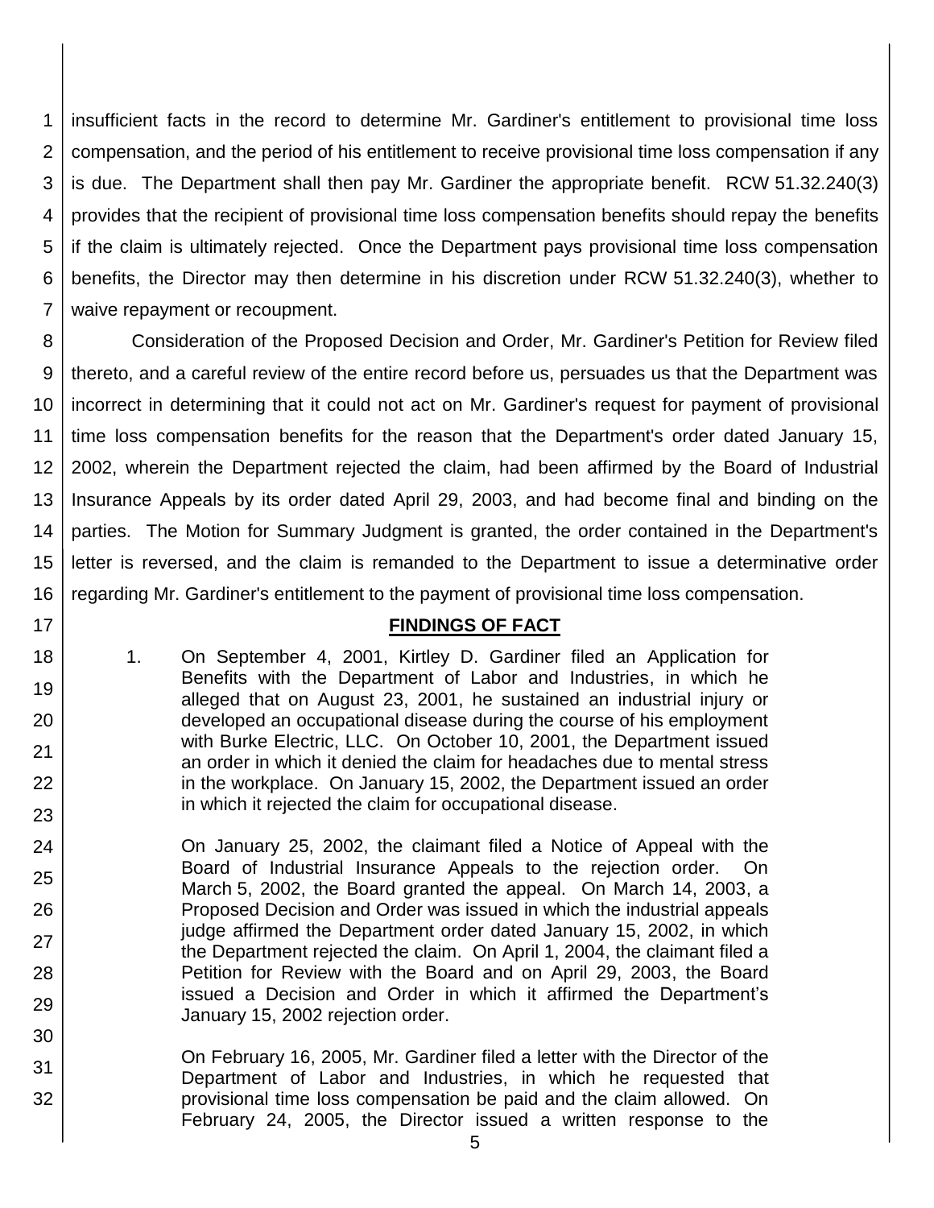insufficient facts in the record to determine Mr. Gardiner's entitlement to provisional time loss compensation, and the period of his entitlement to receive provisional time loss compensation if any is due. The Department shall then pay Mr. Gardiner the appropriate benefit. RCW 51.32.240(3) provides that the recipient of provisional time loss compensation benefits should repay the benefits if the claim is ultimately rejected. Once the Department pays provisional time loss compensation benefits, the Director may then determine in his discretion under RCW 51.32.240(3), whether to waive repayment or recoupment.

Consideration of the Proposed Decision and Order, Mr. Gardiner's Petition for Review filed thereto, and a careful review of the entire record before us, persuades us that the Department was incorrect in determining that it could not act on Mr. Gardiner's request for payment of provisional time loss compensation benefits for the reason that the Department's order dated January 15, 2002, wherein the Department rejected the claim, had been affirmed by the Board of Industrial Insurance Appeals by its order dated April 29, 2003, and had become final and binding on the parties. The Motion for Summary Judgment is granted, the order contained in the Department's letter is reversed, and the claim is remanded to the Department to issue a determinative order regarding Mr. Gardiner's entitlement to the payment of provisional time loss compensation.

## FINDINGS OF FACT

1. On September 4, 2001, Kirtley D. Gardiner filed an Application for Benefits with the Department of Labor and Industries, in which he alleged that on August 23, 2001, he sustained an industrial injury or developed an occupational disease during the course of his employment with Burke Electric, LLC. On October 10, 2001, the Department issued an order in which it denied the claim for headaches due to mental stress in the workplace. On January 15, 2002, the Department issued an order in which it rejected the claim for occupational disease.

   On January 25, 2002, the claimant filed a Notice of Appeal with the Board of Industrial Insurance Appeals to the rejection order. On March 5, 2002, the Board granted the appeal. On March 14, 2003, a Proposed Decision and Order was issued in which the industrial appeals judge affirmed the Department order dated January 15, 2002, in which the Department rejected the claim. On April 1, 2004, the claimant filed a Petition for Review with the Board and on April 29, 2003, the Board issued a Decision and Order in which it affirmed the Department's January 15, 2002 rejection order.

   On February 16, 2005, Mr. Gardiner filed a letter with the Director of the Department of Labor and Industries, in which he requested that provisional time loss compensation be paid and the claim allowed. On February 24, 2005, the Director issued a written response to the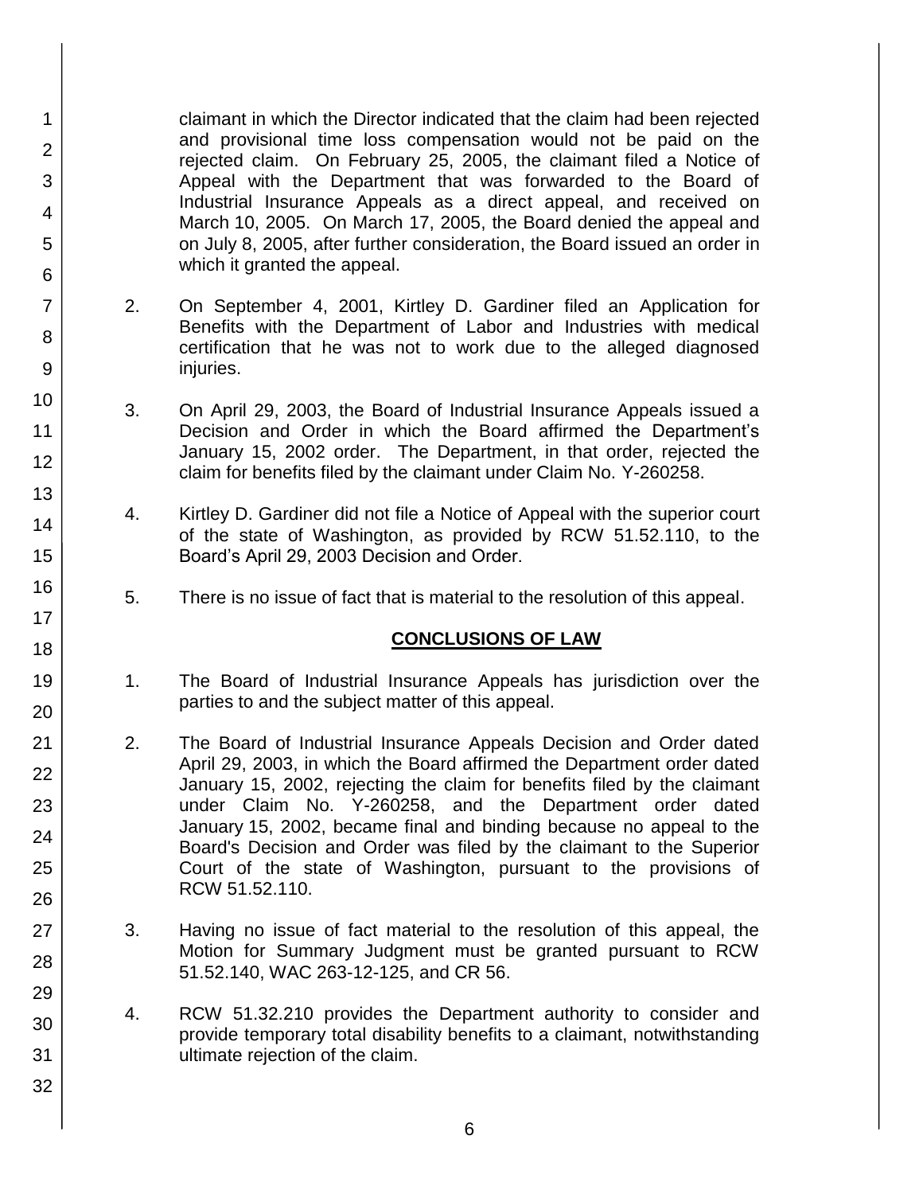claimant in which the Director indicated that the claim had been rejected and provisional time loss compensation would not be paid on the rejected claim. On February 25, 2005, the claimant filed a Notice of Appeal with the Department that was forwarded to the Board of Industrial Insurance Appeals as a direct appeal, and received on March 10, 2005. On March 17, 2005, the Board denied the appeal and on July 8, 2005, after further consideration, the Board issued an order in which it granted the appeal.

2. On September 4, 2001, Kirtley D. Gardiner filed an Application for Benefits with the Department of Labor and Industries with medical certification that he was not to work due to the alleged diagnosed injuries.

3. On April 29, 2003, the Board of Industrial Insurance Appeals issued a Decision and Order in which the Board affirmed the Department's January 15, 2002 order. The Department, in that order, rejected the claim for benefits filed by the claimant under Claim No. Y-260258.

4. Kirtley D. Gardiner did not file a Notice of Appeal with the superior court of the state of Washington, as provided by RCW 51.52.110, to the Board's April 29, 2003 Decision and Order.

5. There is no issue of fact that is material to the resolution of this appeal.

## CONCLUSIONS OF LAW

1. The Board of Industrial Insurance Appeals has jurisdiction over the parties to and the subject matter of this appeal.

2. The Board of Industrial Insurance Appeals Decision and Order dated April 29, 2003, in which the Board affirmed the Department order dated January 15, 2002, rejecting the claim for benefits filed by the claimant under Claim No. Y-260258, and the Department order dated January 15, 2002, became final and binding because no appeal to the Board's Decision and Order was filed by the claimant to the Superior Court of the state of Washington, pursuant to the provisions of RCW 51.52.110.

3. Having no issue of fact material to the resolution of this appeal, the Motion for Summary Judgment must be granted pursuant to RCW 51.52.140, WAC 263-12-125, and CR 56.

4. RCW 51.32.210 provides the Department authority to consider and provide temporary total disability benefits to a claimant, notwithstanding ultimate rejection of the claim.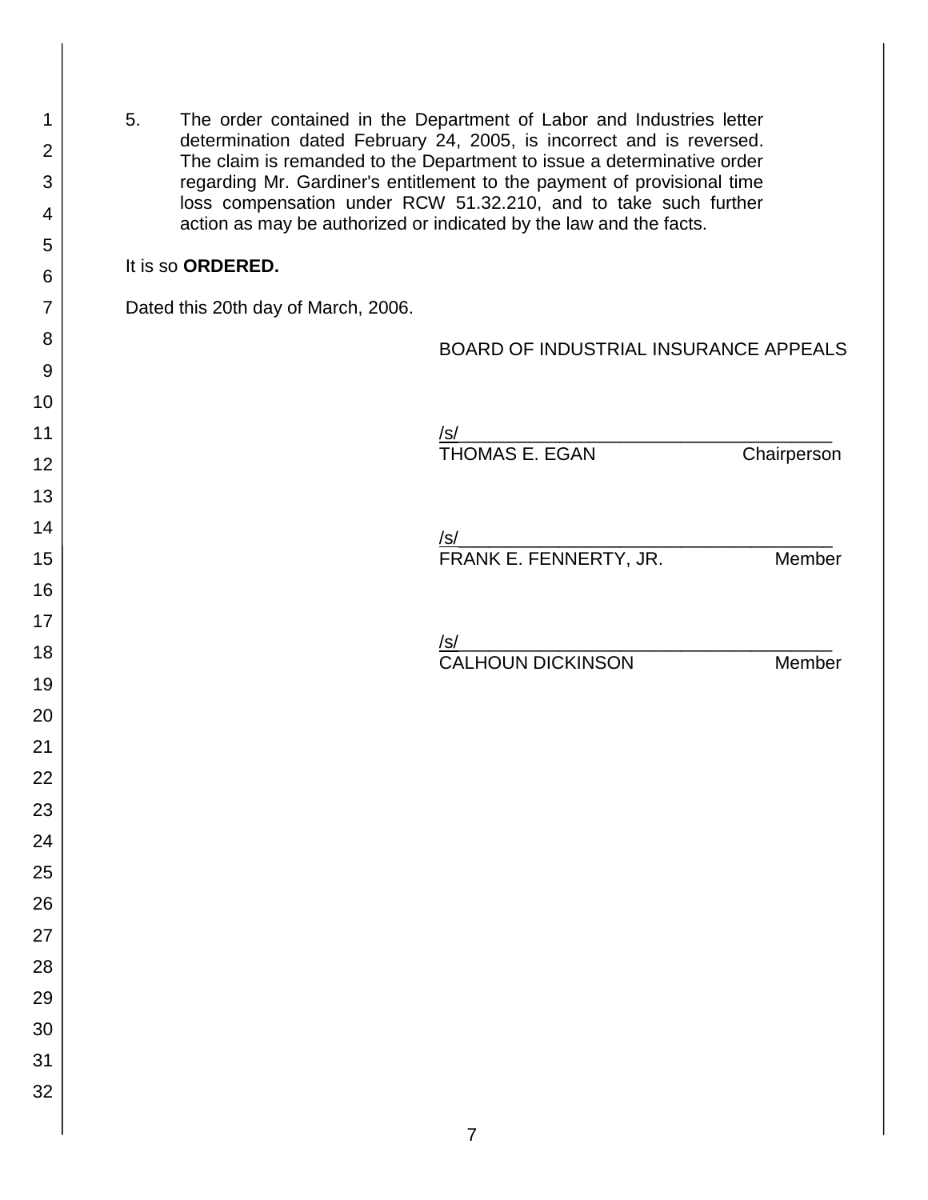5. The order contained in the Department of Labor and Industries letter determination dated February 24, 2005, is incorrect and is reversed. The claim is remanded to the Department to issue a determinative order regarding Mr. Gardiner's entitlement to the payment of provisional time loss compensation under RCW 51.32.210, and to take such further action as may be authorized or indicated by the law and the facts.

It is so **ORDERED.**

Dated this 20th day of March, 2006.

BOARD OF INDUSTRIAL INSURANCE APPEALS

/s/
THOMAS E. EGAN, Chairperson

/s/
FRANK E. FENNERTY, JR., Member

/s/
CALHOUN DICKINSON, Member